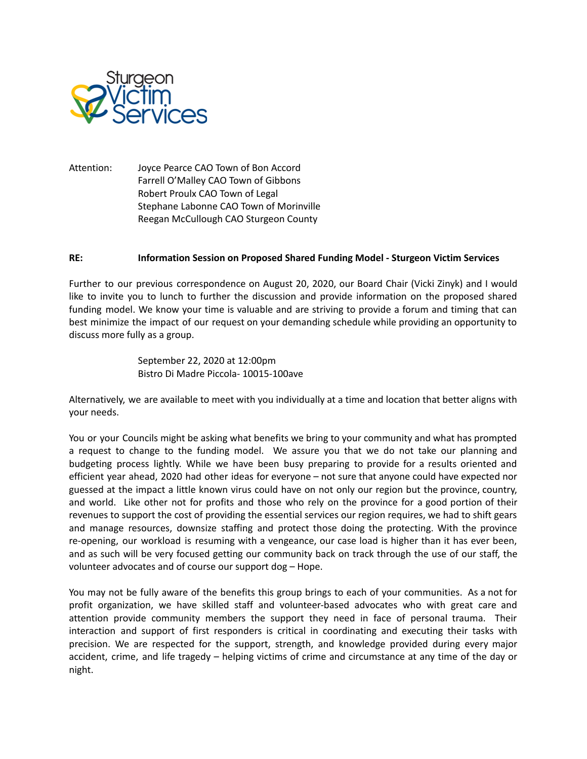Sturgeon Victim Services

Attention: Joyce Pearce CAO Town of Bon Accord
Farrell O'Malley CAO Town of Gibbons
Robert Proulx CAO Town of Legal
Stephane Labonne CAO Town of Morinville
Reegan McCullough CAO Sturgeon County

**RE: Information Session on Proposed Shared Funding Model - Sturgeon Victim Services**

Further to our previous correspondence on August 20, 2020, our Board Chair (Vicki Zinyk) and I would like to invite you to lunch to further the discussion and provide information on the proposed shared funding model. We know your time is valuable and are striving to provide a forum and timing that can best minimize the impact of our request on your demanding schedule while providing an opportunity to discuss more fully as a group.

September 22, 2020 at 12:00pm
Bistro Di Madre Piccola- 10015-100ave

Alternatively, we are available to meet with you individually at a time and location that better aligns with your needs.

You or your Councils might be asking what benefits we bring to your community and what has prompted a request to change to the funding model. We assure you that we do not take our planning and budgeting process lightly. While we have been busy preparing to provide for a results oriented and efficient year ahead, 2020 had other ideas for everyone – not sure that anyone could have expected nor guessed at the impact a little known virus could have on not only our region but the province, country, and world. Like other not for profits and those who rely on the province for a good portion of their revenues to support the cost of providing the essential services our region requires, we had to shift gears and manage resources, downsize staffing and protect those doing the protecting. With the province re-opening, our workload is resuming with a vengeance, our case load is higher than it has ever been, and as such will be very focused getting our community back on track through the use of our staff, the volunteer advocates and of course our support dog – Hope.

You may not be fully aware of the benefits this group brings to each of your communities. As a not for profit organization, we have skilled staff and volunteer-based advocates who with great care and attention provide community members the support they need in face of personal trauma. Their interaction and support of first responders is critical in coordinating and executing their tasks with precision. We are respected for the support, strength, and knowledge provided during every major accident, crime, and life tragedy – helping victims of crime and circumstance at any time of the day or night.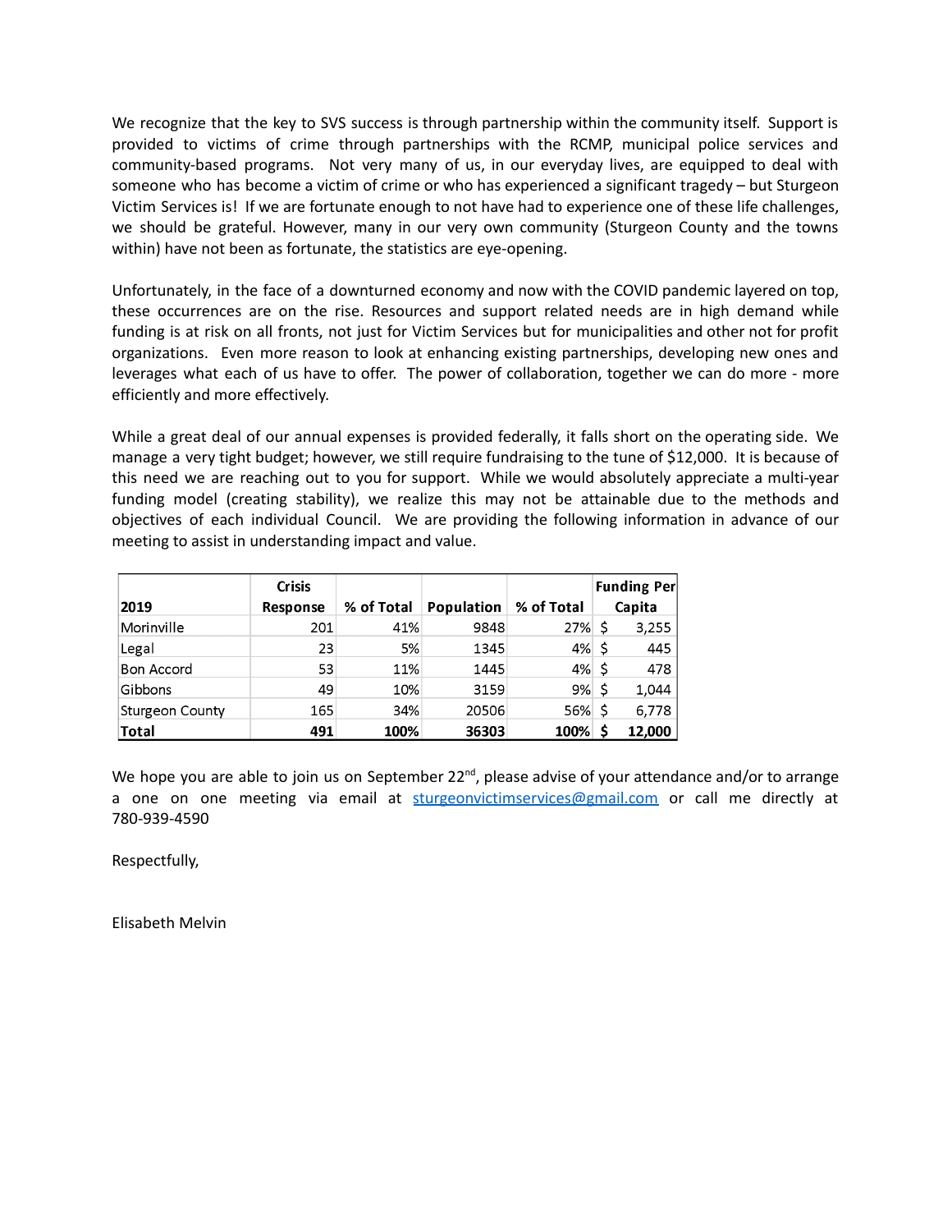We recognize that the key to SVS success is through partnership within the community itself. Support is provided to victims of crime through partnerships with the RCMP, municipal police services and community-based programs. Not very many of us, in our everyday lives, are equipped to deal with someone who has become a victim of crime or who has experienced a significant tragedy – but Sturgeon Victim Services is! If we are fortunate enough to not have had to experience one of these life challenges, we should be grateful. However, many in our very own community (Sturgeon County and the towns within) have not been as fortunate, the statistics are eye-opening.

Unfortunately, in the face of a downturned economy and now with the COVID pandemic layered on top, these occurrences are on the rise. Resources and support related needs are in high demand while funding is at risk on all fronts, not just for Victim Services but for municipalities and other not for profit organizations. Even more reason to look at enhancing existing partnerships, developing new ones and leverages what each of us have to offer. The power of collaboration, together we can do more - more efficiently and more effectively.

While a great deal of our annual expenses is provided federally, it falls short on the operating side. We manage a very tight budget; however, we still require fundraising to the tune of $12,000. It is because of this need we are reaching out to you for support. While we would absolutely appreciate a multi-year funding model (creating stability), we realize this may not be attainable due to the methods and objectives of each individual Council. We are providing the following information in advance of our meeting to assist in understanding impact and value.

| **2019** | **Crisis Response** | **% of Total** | **Population** | **% of Total** | **Funding Per Capita** |
|---|---|---|---|---|---|
| Morinville | 201 | 41% | 9848 | 27% | $ 3,255 |
| Legal | 23 | 5% | 1345 | 4% | $ 445 |
| Bon Accord | 53 | 11% | 1445 | 4% | $ 478 |
| Gibbons | 49 | 10% | 3159 | 9% | $ 1,044 |
| Sturgeon County | 165 | 34% | 20506 | 56% | $ 6,778 |
| **Total** | **491** | **100%** | **36303** | **100%** | **$ 12,000** |

We hope you are able to join us on September 22nd, please advise of your attendance and/or to arrange a one on one meeting via email at sturgeonvictimservices@gmail.com or call me directly at 780-939-4590

Respectfully,

Elisabeth Melvin